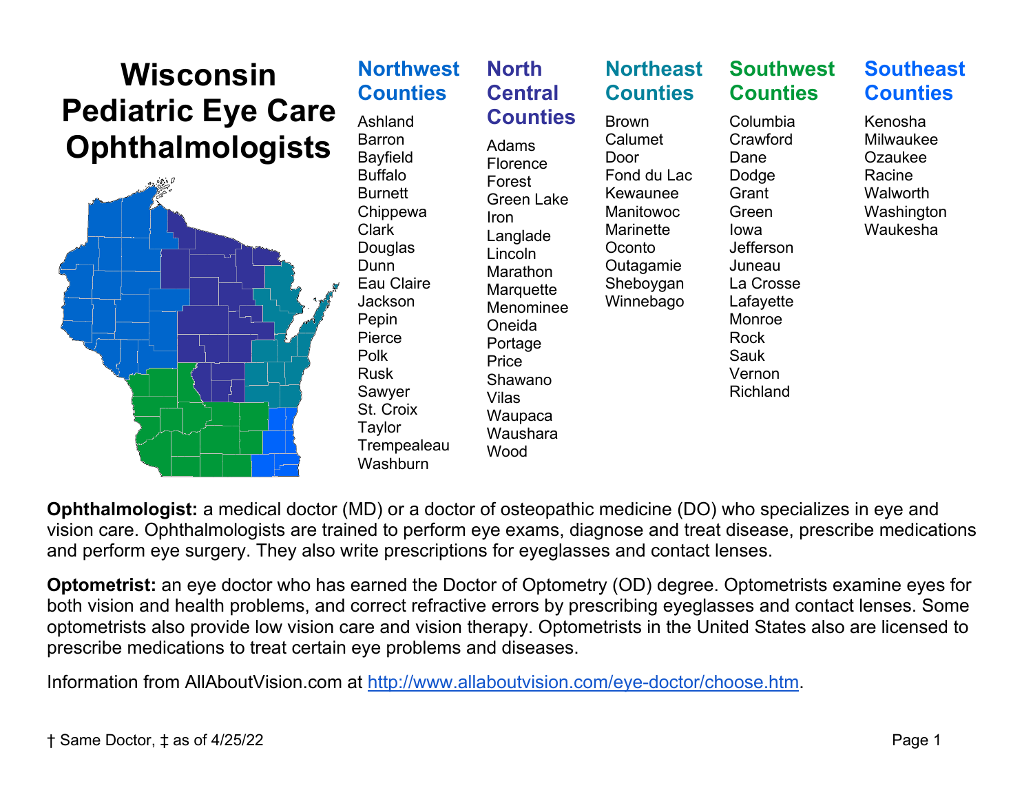# Wisconsin Pediatric Eye Care Ophthalmologists

### Northwest Counties

Ashland
Barron
Bayfield
Buffalo
Burnett
Chippewa
Clark
Douglas
Dunn
Eau Claire
Jackson
Pepin
Pierce
Polk
Rusk
Sawyer
St. Croix
Taylor
Trempealeau
Washburn

### North Central Counties

Adams
Florence
Forest
Green Lake
Iron
Langlade
Lincoln
Marathon
Marquette
Menominee
Oneida
Portage
Price
Shawano
Vilas
Waupaca
Waushara
Wood

### Northeast Counties

Brown
Calumet
Door
Fond du Lac
Kewaunee
Manitowoc
Marinette
Oconto
Outagamie
Sheboygan
Winnebago

### Southwest Counties

Columbia
Crawford
Dane
Dodge
Grant
Green
Iowa
Jefferson
Juneau
La Crosse
Lafayette
Monroe
Rock
Sauk
Vernon
Richland

### Southeast Counties

Kenosha
Milwaukee
Ozaukee
Racine
Walworth
Washington
Waukesha

**Ophthalmologist:** a medical doctor (MD) or a doctor of osteopathic medicine (DO) who specializes in eye and vision care. Ophthalmologists are trained to perform eye exams, diagnose and treat disease, prescribe medications and perform eye surgery. They also write prescriptions for eyeglasses and contact lenses.

**Optometrist:** an eye doctor who has earned the Doctor of Optometry (OD) degree. Optometrists examine eyes for both vision and health problems, and correct refractive errors by prescribing eyeglasses and contact lenses. Some optometrists also provide low vision care and vision therapy. Optometrists in the United States also are licensed to prescribe medications to treat certain eye problems and diseases.

Information from AllAboutVision.com at http://www.allaboutvision.com/eye-doctor/choose.htm.

† Same Doctor, ‡ as of 4/25/22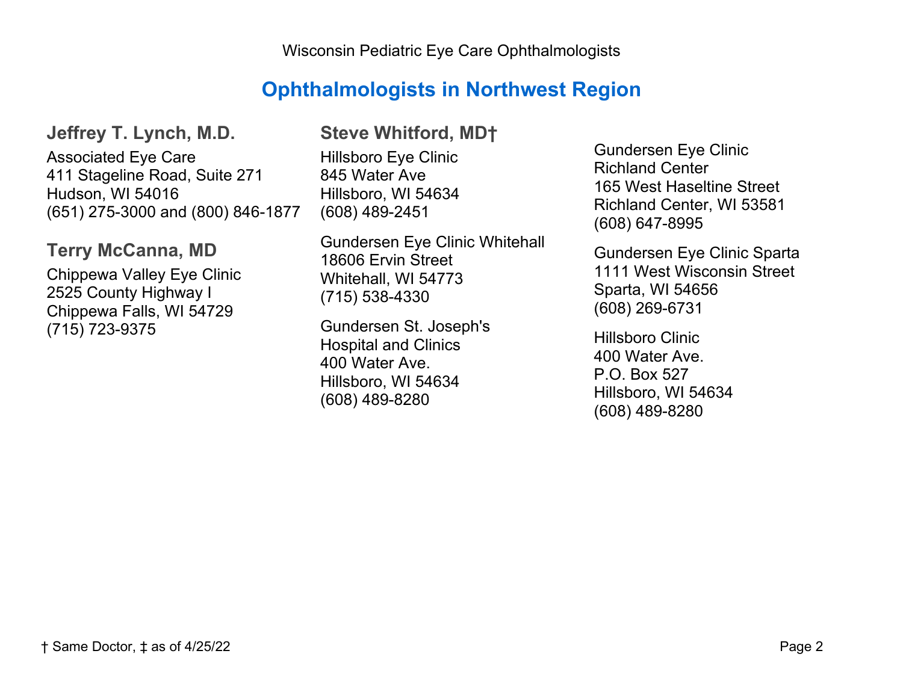Wisconsin Pediatric Eye Care Ophthalmologists

# Ophthalmologists in Northwest Region

### Jeffrey T. Lynch, M.D.

Associated Eye Care
411 Stageline Road, Suite 271
Hudson, WI 54016
(651) 275-3000 and (800) 846-1877

### Terry McCanna, MD

Chippewa Valley Eye Clinic
2525 County Highway I
Chippewa Falls, WI 54729
(715) 723-9375

### Steve Whitford, MD†

Hillsboro Eye Clinic
845 Water Ave
Hillsboro, WI 54634
(608) 489-2451

Gundersen Eye Clinic Whitehall
18606 Ervin Street
Whitehall, WI 54773
(715) 538-4330

Gundersen St. Joseph's
Hospital and Clinics
400 Water Ave.
Hillsboro, WI 54634
(608) 489-8280

Gundersen Eye Clinic
Richland Center
165 West Haseltine Street
Richland Center, WI 53581
(608) 647-8995

Gundersen Eye Clinic Sparta
1111 West Wisconsin Street
Sparta, WI 54656
(608) 269-6731

Hillsboro Clinic
400 Water Ave.
P.O. Box 527
Hillsboro, WI 54634
(608) 489-8280

† Same Doctor, ‡ as of 4/25/22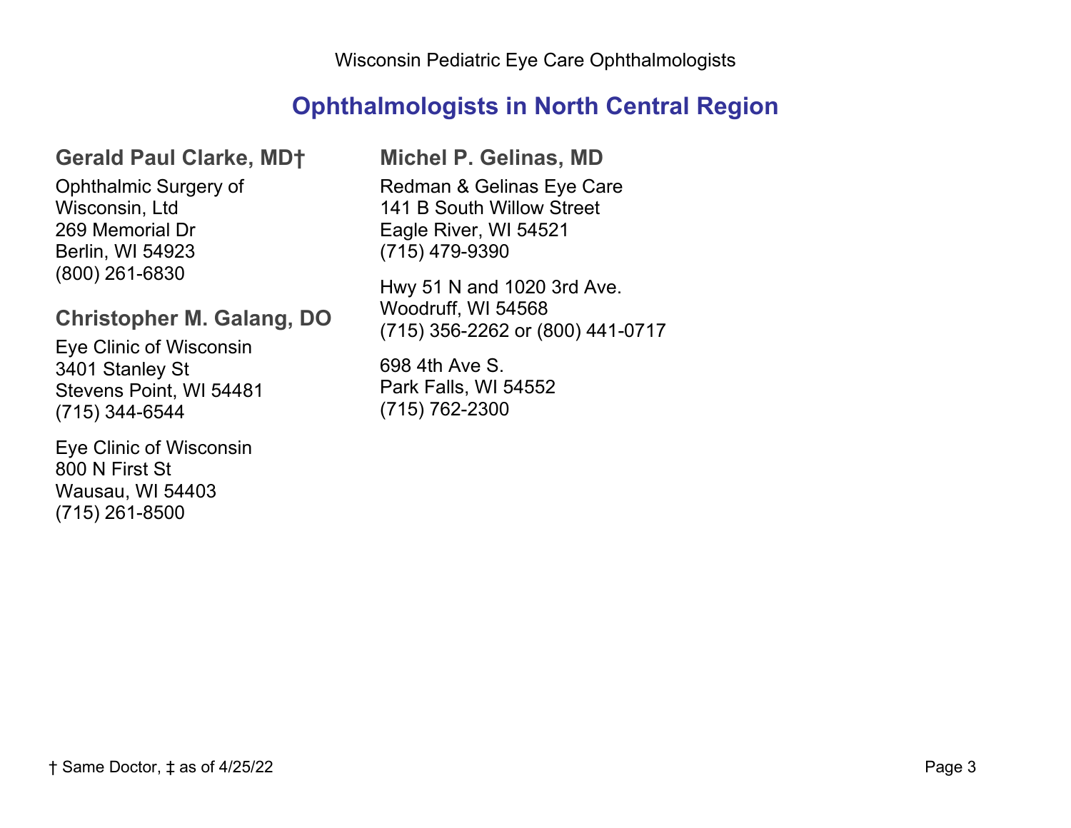# Ophthalmologists in North Central Region

### Gerald Paul Clarke, MD†

Ophthalmic Surgery of
Wisconsin, Ltd
269 Memorial Dr
Berlin, WI 54923
(800) 261-6830

### Christopher M. Galang, DO

Eye Clinic of Wisconsin
3401 Stanley St
Stevens Point, WI 54481
(715) 344-6544

Eye Clinic of Wisconsin
800 N First St
Wausau, WI 54403
(715) 261-8500

### Michel P. Gelinas, MD

Redman & Gelinas Eye Care
141 B South Willow Street
Eagle River, WI 54521
(715) 479-9390

Hwy 51 N and 1020 3rd Ave.
Woodruff, WI 54568
(715) 356-2262 or (800) 441-0717

698 4th Ave S.
Park Falls, WI 54552
(715) 762-2300

† Same Doctor, ‡ as of 4/25/22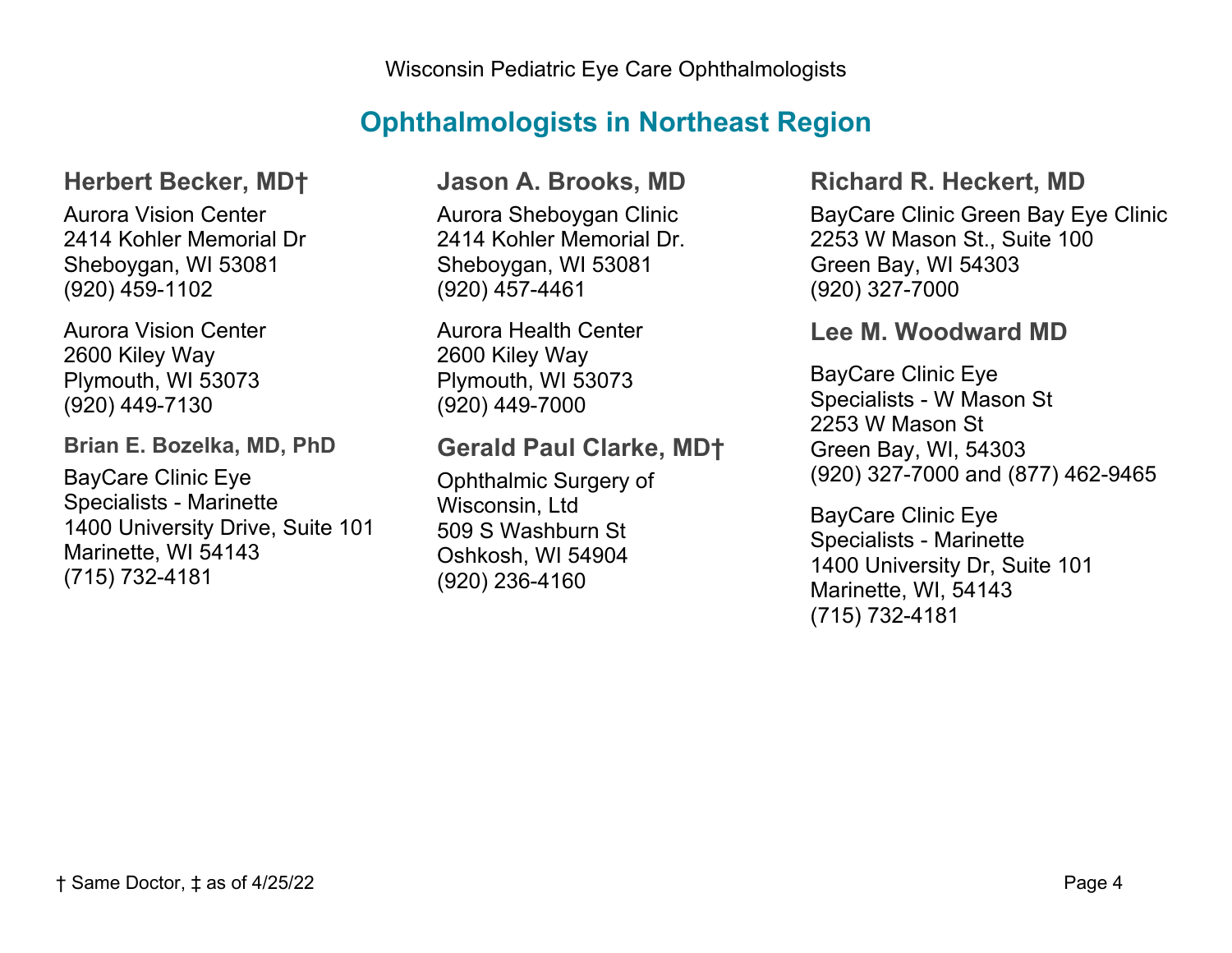Wisconsin Pediatric Eye Care Ophthalmologists

## Ophthalmologists in Northeast Region

### Herbert Becker, MD†

Aurora Vision Center
2414 Kohler Memorial Dr
Sheboygan, WI 53081
(920) 459-1102

Aurora Vision Center
2600 Kiley Way
Plymouth, WI 53073
(920) 449-7130

### Brian E. Bozelka, MD, PhD

BayCare Clinic Eye
Specialists - Marinette
1400 University Drive, Suite 101
Marinette, WI 54143
(715) 732-4181

### Jason A. Brooks, MD

Aurora Sheboygan Clinic
2414 Kohler Memorial Dr.
Sheboygan, WI 53081
(920) 457-4461

Aurora Health Center
2600 Kiley Way
Plymouth, WI 53073
(920) 449-7000

### Gerald Paul Clarke, MD†

Ophthalmic Surgery of
Wisconsin, Ltd
509 S Washburn St
Oshkosh, WI 54904
(920) 236-4160

### Richard R. Heckert, MD

BayCare Clinic Green Bay Eye Clinic
2253 W Mason St., Suite 100
Green Bay, WI 54303
(920) 327-7000

### Lee M. Woodward MD

BayCare Clinic Eye
Specialists - W Mason St
2253 W Mason St
Green Bay, WI, 54303
(920) 327-7000 and (877) 462-9465

BayCare Clinic Eye
Specialists - Marinette
1400 University Dr, Suite 101
Marinette, WI, 54143
(715) 732-4181

† Same Doctor, ‡ as of 4/25/22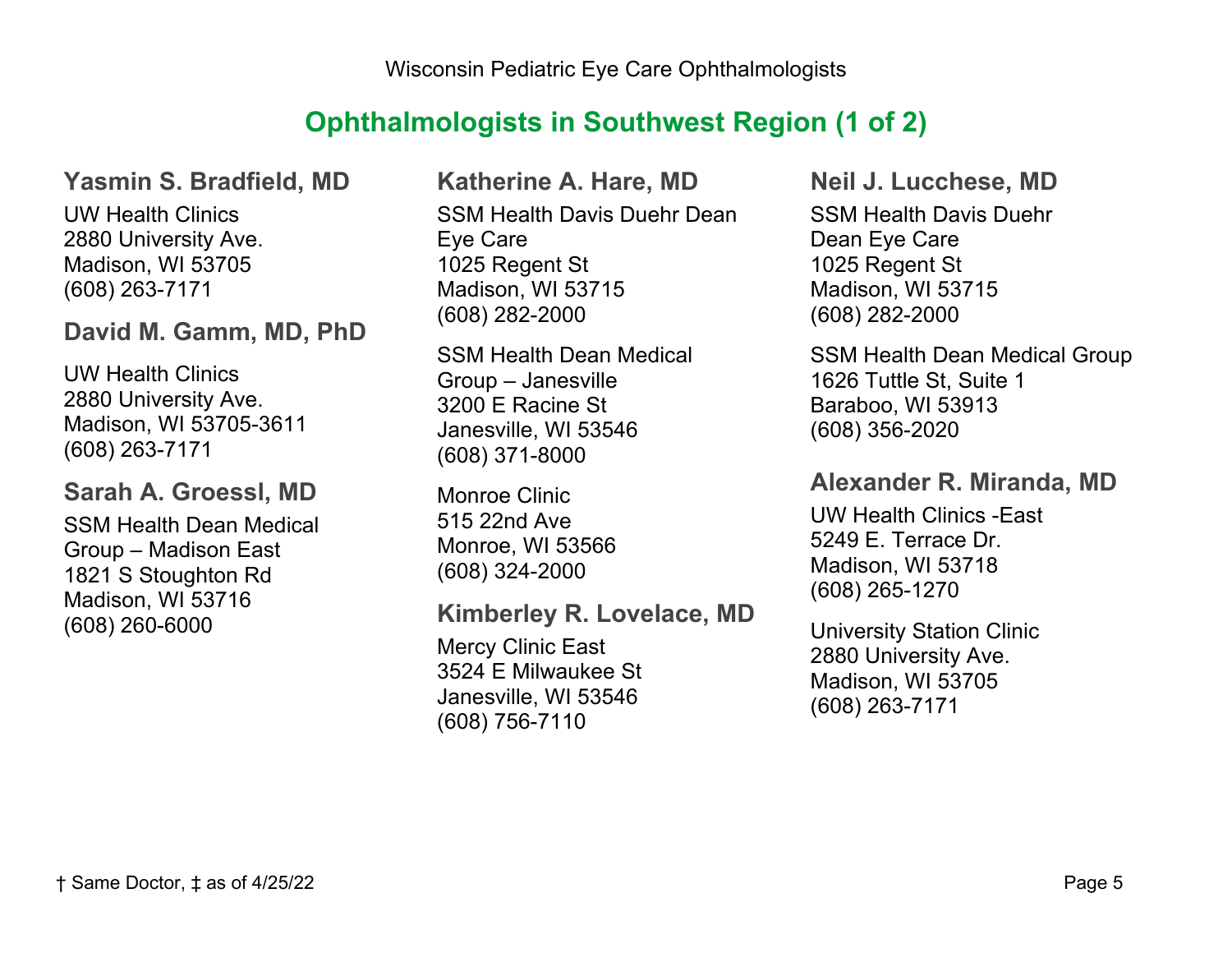## Ophthalmologists in Southwest Region (1 of 2)

### Yasmin S. Bradfield, MD

UW Health Clinics
2880 University Ave.
Madison, WI 53705
(608) 263-7171

### David M. Gamm, MD, PhD

UW Health Clinics
2880 University Ave.
Madison, WI 53705-3611
(608) 263-7171

### Sarah A. Groessl, MD

SSM Health Dean Medical Group – Madison East
1821 S Stoughton Rd
Madison, WI 53716
(608) 260-6000

### Katherine A. Hare, MD

SSM Health Davis Duehr Dean Eye Care
1025 Regent St
Madison, WI 53715
(608) 282-2000

SSM Health Dean Medical Group – Janesville
3200 E Racine St
Janesville, WI 53546
(608) 371-8000

Monroe Clinic
515 22nd Ave
Monroe, WI 53566
(608) 324-2000

### Kimberley R. Lovelace, MD

Mercy Clinic East
3524 E Milwaukee St
Janesville, WI 53546
(608) 756-7110

### Neil J. Lucchese, MD

SSM Health Davis Duehr Dean Eye Care
1025 Regent St
Madison, WI 53715
(608) 282-2000

SSM Health Dean Medical Group
1626 Tuttle St, Suite 1
Baraboo, WI 53913
(608) 356-2020

### Alexander R. Miranda, MD

UW Health Clinics -East
5249 E. Terrace Dr.
Madison, WI 53718
(608) 265-1270

University Station Clinic
2880 University Ave.
Madison, WI 53705
(608) 263-7171

† Same Doctor, ‡ as of 4/25/22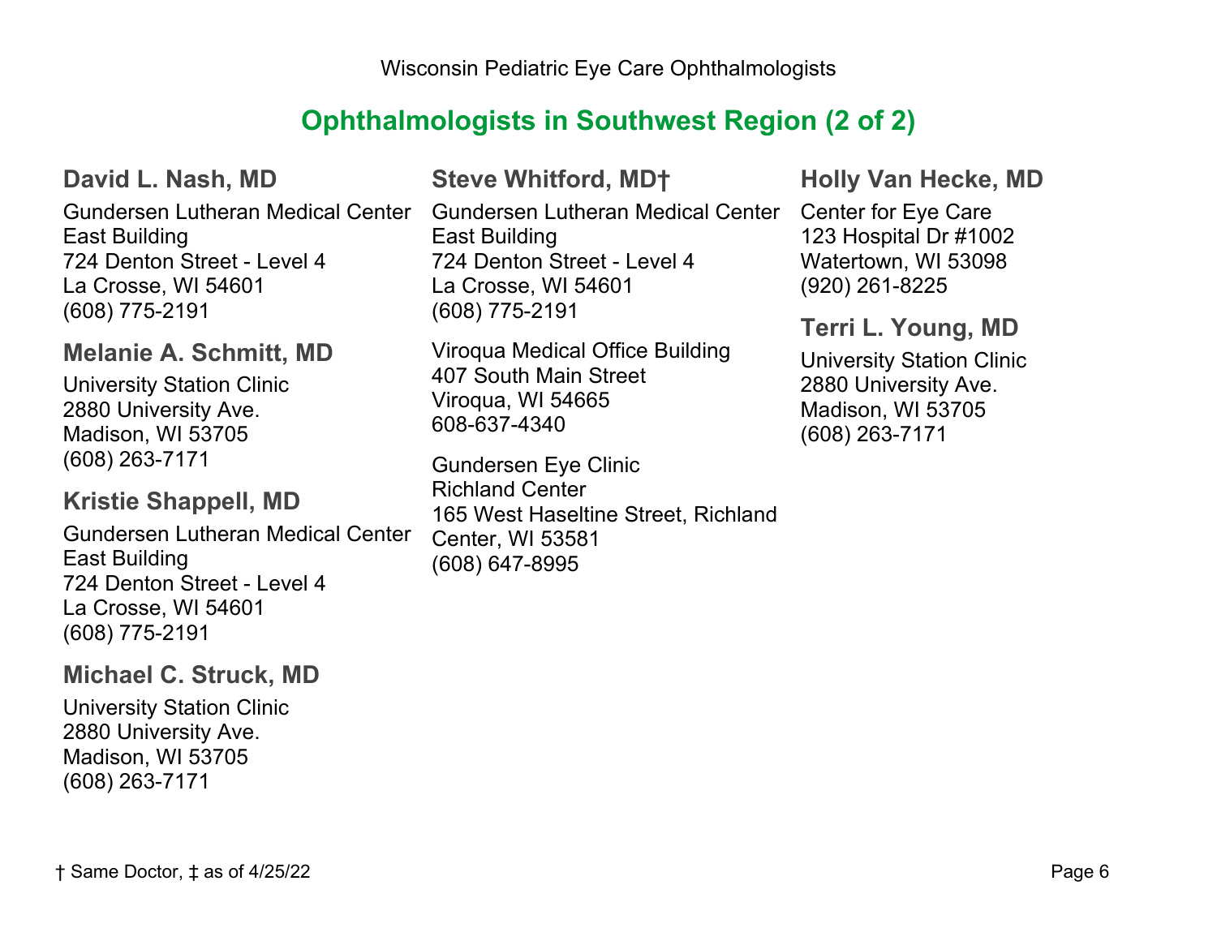# Ophthalmologists in Southwest Region (2 of 2)

### David L. Nash, MD

Gundersen Lutheran Medical Center
East Building
724 Denton Street - Level 4
La Crosse, WI 54601
(608) 775-2191

### Melanie A. Schmitt, MD

University Station Clinic
2880 University Ave.
Madison, WI 53705
(608) 263-7171

### Kristie Shappell, MD

Gundersen Lutheran Medical Center
East Building
724 Denton Street - Level 4
La Crosse, WI 54601
(608) 775-2191

### Michael C. Struck, MD

University Station Clinic
2880 University Ave.
Madison, WI 53705
(608) 263-7171

### Steve Whitford, MD†

Gundersen Lutheran Medical Center
East Building
724 Denton Street - Level 4
La Crosse, WI 54601
(608) 775-2191

Viroqua Medical Office Building
407 South Main Street
Viroqua, WI 54665
608-637-4340

Gundersen Eye Clinic
Richland Center
165 West Haseltine Street, Richland Center, WI 53581
(608) 647-8995

### Holly Van Hecke, MD

Center for Eye Care
123 Hospital Dr #1002
Watertown, WI 53098
(920) 261-8225

### Terri L. Young, MD

University Station Clinic
2880 University Ave.
Madison, WI 53705
(608) 263-7171

† Same Doctor, ‡ as of 4/25/22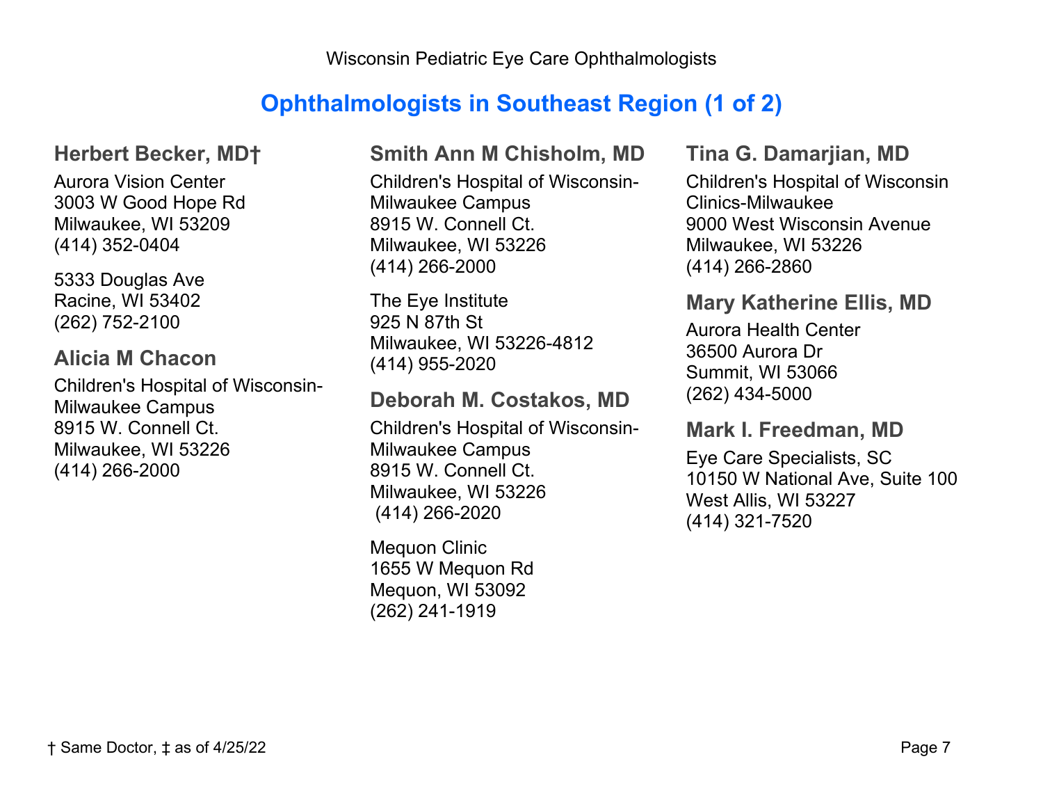# Ophthalmologists in Southeast Region (1 of 2)

### Herbert Becker, MD†

Aurora Vision Center
3003 W Good Hope Rd
Milwaukee, WI 53209
(414) 352-0404

5333 Douglas Ave
Racine, WI 53402
(262) 752-2100

### Alicia M Chacon

Children's Hospital of Wisconsin-Milwaukee Campus
8915 W. Connell Ct.
Milwaukee, WI 53226
(414) 266-2000

### Smith Ann M Chisholm, MD

Children's Hospital of Wisconsin-Milwaukee Campus
8915 W. Connell Ct.
Milwaukee, WI 53226
(414) 266-2000

The Eye Institute
925 N 87th St
Milwaukee, WI 53226-4812
(414) 955-2020

### Deborah M. Costakos, MD

Children's Hospital of Wisconsin-Milwaukee Campus
8915 W. Connell Ct.
Milwaukee, WI 53226
(414) 266-2020

Mequon Clinic
1655 W Mequon Rd
Mequon, WI 53092
(262) 241-1919

### Tina G. Damarjian, MD

Children's Hospital of Wisconsin Clinics-Milwaukee
9000 West Wisconsin Avenue
Milwaukee, WI 53226
(414) 266-2860

### Mary Katherine Ellis, MD

Aurora Health Center
36500 Aurora Dr
Summit, WI 53066
(262) 434-5000

### Mark I. Freedman, MD

Eye Care Specialists, SC
10150 W National Ave, Suite 100
West Allis, WI 53227
(414) 321-7520

† Same Doctor, ‡ as of 4/25/22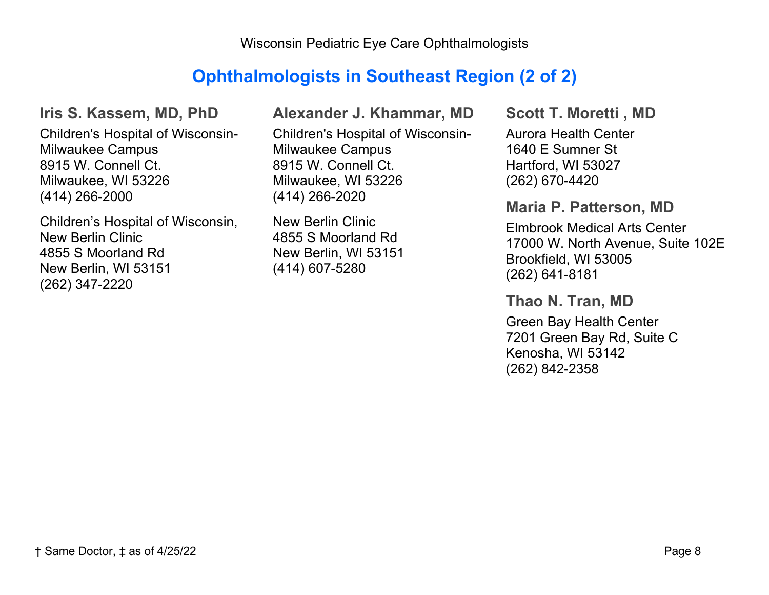## Ophthalmologists in Southeast Region (2 of 2)

### Iris S. Kassem, MD, PhD

Children's Hospital of Wisconsin-Milwaukee Campus
8915 W. Connell Ct.
Milwaukee, WI 53226
(414) 266-2000

Children's Hospital of Wisconsin, New Berlin Clinic
4855 S Moorland Rd
New Berlin, WI 53151
(262) 347-2220

### Alexander J. Khammar, MD

Children's Hospital of Wisconsin-Milwaukee Campus
8915 W. Connell Ct.
Milwaukee, WI 53226
(414) 266-2020

New Berlin Clinic
4855 S Moorland Rd
New Berlin, WI 53151
(414) 607-5280

### Scott T. Moretti , MD

Aurora Health Center
1640 E Sumner St
Hartford, WI 53027
(262) 670-4420

### Maria P. Patterson, MD

Elmbrook Medical Arts Center
17000 W. North Avenue, Suite 102E
Brookfield, WI 53005
(262) 641-8181

### Thao N. Tran, MD

Green Bay Health Center
7201 Green Bay Rd, Suite C
Kenosha, WI 53142
(262) 842-2358

† Same Doctor, ‡ as of 4/25/22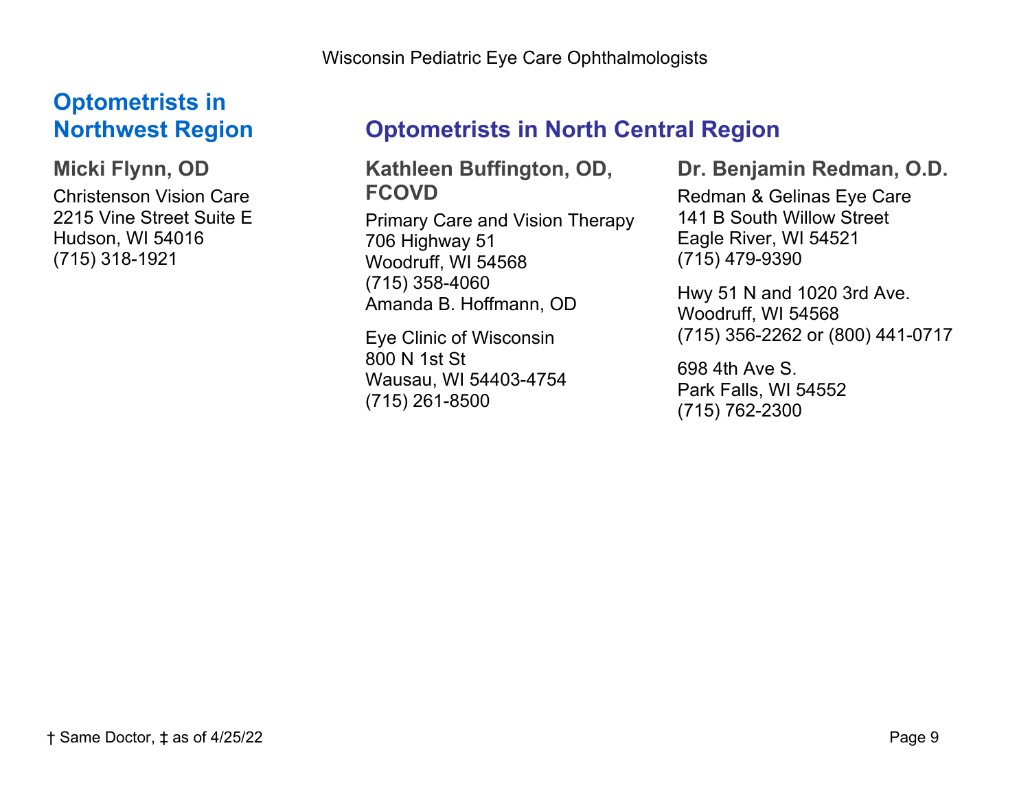## Optometrists in Northwest Region

### Micki Flynn, OD

Christenson Vision Care
2215 Vine Street Suite E
Hudson, WI 54016
(715) 318-1921

## Optometrists in North Central Region

### Kathleen Buffington, OD, FCOVD

Primary Care and Vision Therapy
706 Highway 51
Woodruff, WI 54568
(715) 358-4060
Amanda B. Hoffmann, OD

Eye Clinic of Wisconsin
800 N 1st St
Wausau, WI 54403-4754
(715) 261-8500

### Dr. Benjamin Redman, O.D.

Redman & Gelinas Eye Care
141 B South Willow Street
Eagle River, WI 54521
(715) 479-9390

Hwy 51 N and 1020 3rd Ave.
Woodruff, WI 54568
(715) 356-2262 or (800) 441-0717

698 4th Ave S.
Park Falls, WI 54552
(715) 762-2300

† Same Doctor, ‡ as of 4/25/22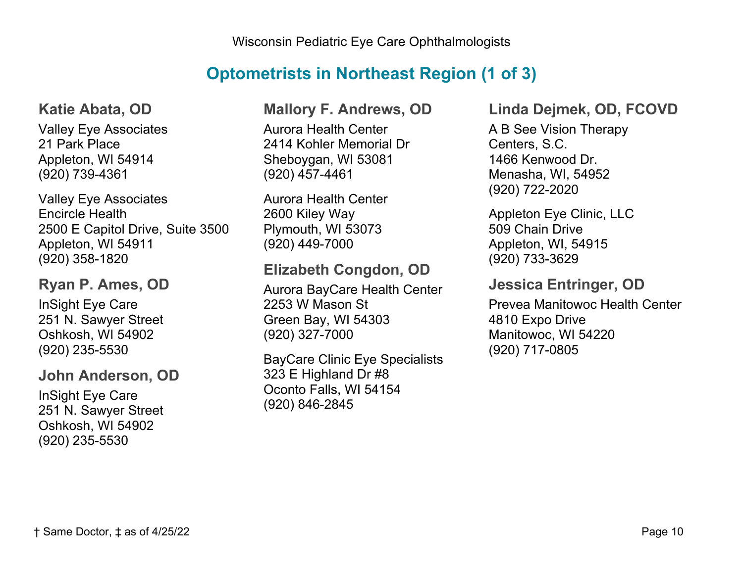## Optometrists in Northeast Region (1 of 3)

### Katie Abata, OD

Valley Eye Associates
21 Park Place
Appleton, WI 54914
(920) 739-4361

Valley Eye Associates
Encircle Health
2500 E Capitol Drive, Suite 3500
Appleton, WI 54911
(920) 358-1820

### Ryan P. Ames, OD

InSight Eye Care
251 N. Sawyer Street
Oshkosh, WI 54902
(920) 235-5530

### John Anderson, OD

InSight Eye Care
251 N. Sawyer Street
Oshkosh, WI 54902
(920) 235-5530

### Mallory F. Andrews, OD

Aurora Health Center
2414 Kohler Memorial Dr
Sheboygan, WI 53081
(920) 457-4461

Aurora Health Center
2600 Kiley Way
Plymouth, WI 53073
(920) 449-7000

### Elizabeth Congdon, OD

Aurora BayCare Health Center
2253 W Mason St
Green Bay, WI 54303
(920) 327-7000

BayCare Clinic Eye Specialists
323 E Highland Dr #8
Oconto Falls, WI 54154
(920) 846-2845

### Linda Dejmek, OD, FCOVD

A B See Vision Therapy Centers, S.C.
1466 Kenwood Dr.
Menasha, WI, 54952
(920) 722-2020

Appleton Eye Clinic, LLC
509 Chain Drive
Appleton, WI, 54915
(920) 733-3629

### Jessica Entringer, OD

Prevea Manitowoc Health Center
4810 Expo Drive
Manitowoc, WI 54220
(920) 717-0805

† Same Doctor, ‡ as of 4/25/22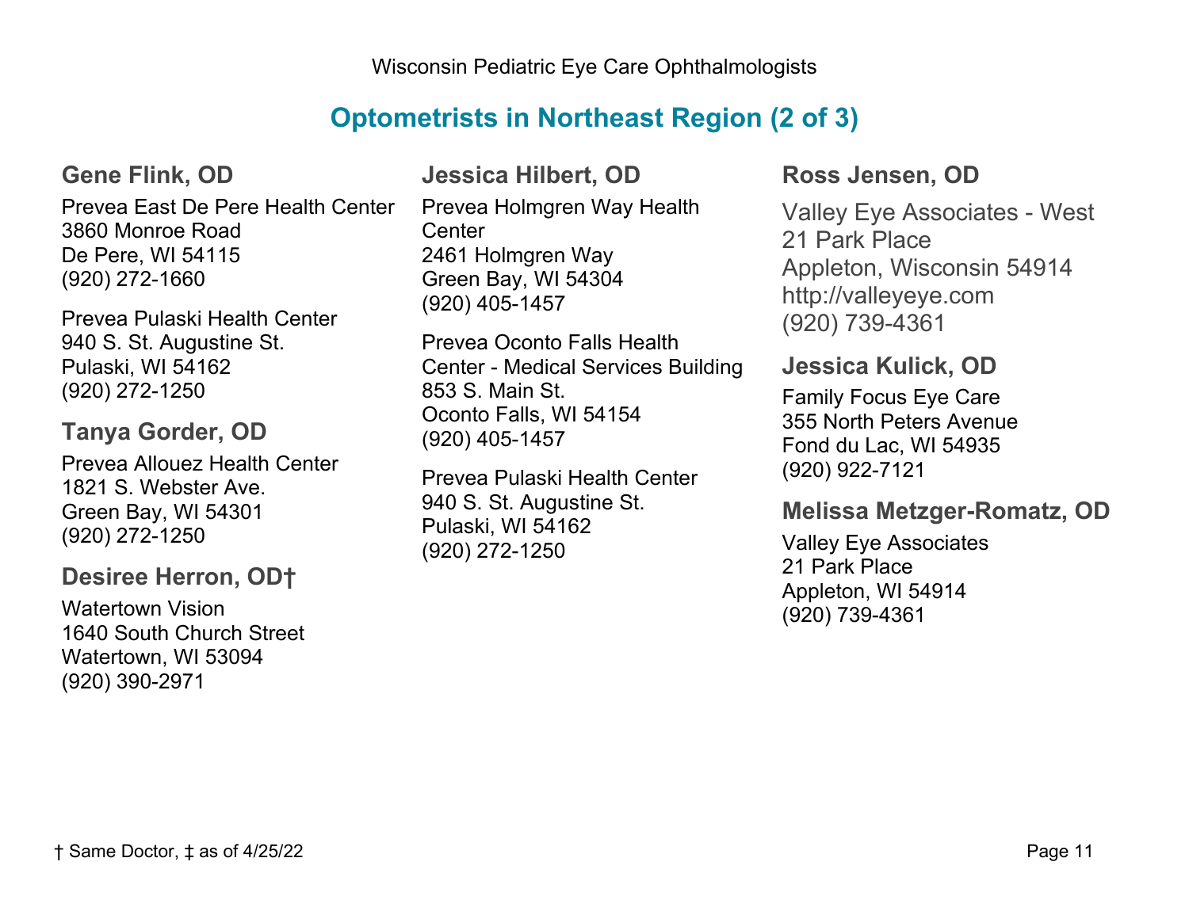## Optometrists in Northeast Region (2 of 3)

### Gene Flink, OD

Prevea East De Pere Health Center
3860 Monroe Road
De Pere, WI 54115
(920) 272-1660

Prevea Pulaski Health Center
940 S. St. Augustine St.
Pulaski, WI 54162
(920) 272-1250

### Tanya Gorder, OD

Prevea Allouez Health Center
1821 S. Webster Ave.
Green Bay, WI 54301
(920) 272-1250

### Desiree Herron, OD†

Watertown Vision
1640 South Church Street
Watertown, WI 53094
(920) 390-2971

### Jessica Hilbert, OD

Prevea Holmgren Way Health Center
2461 Holmgren Way
Green Bay, WI 54304
(920) 405-1457

Prevea Oconto Falls Health Center - Medical Services Building
853 S. Main St.
Oconto Falls, WI 54154
(920) 405-1457

Prevea Pulaski Health Center
940 S. St. Augustine St.
Pulaski, WI 54162
(920) 272-1250

### Ross Jensen, OD

Valley Eye Associates - West
21 Park Place
Appleton, Wisconsin 54914
http://valleyeye.com
(920) 739-4361

### Jessica Kulick, OD

Family Focus Eye Care
355 North Peters Avenue
Fond du Lac, WI 54935
(920) 922-7121

### Melissa Metzger-Romatz, OD

Valley Eye Associates
21 Park Place
Appleton, WI 54914
(920) 739-4361

† Same Doctor, ‡ as of 4/25/22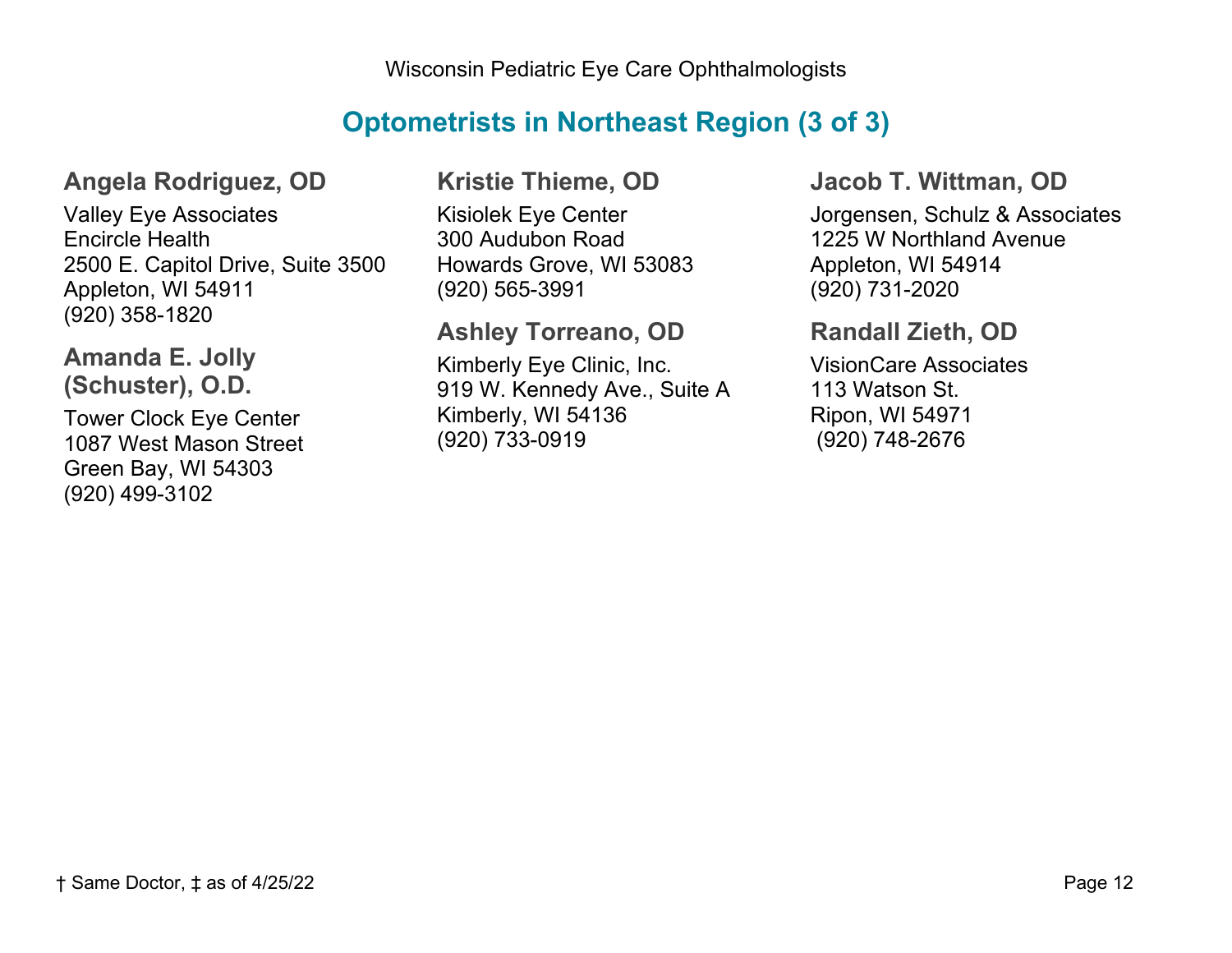## Optometrists in Northeast Region (3 of 3)

### Angela Rodriguez, OD

Valley Eye Associates
Encircle Health
2500 E. Capitol Drive, Suite 3500
Appleton, WI 54911
(920) 358-1820

### Amanda E. Jolly (Schuster), O.D.

Tower Clock Eye Center
1087 West Mason Street
Green Bay, WI 54303
(920) 499-3102

### Kristie Thieme, OD

Kisiolek Eye Center
300 Audubon Road
Howards Grove, WI 53083
(920) 565-3991

### Ashley Torreano, OD

Kimberly Eye Clinic, Inc.
919 W. Kennedy Ave., Suite A
Kimberly, WI 54136
(920) 733-0919

### Jacob T. Wittman, OD

Jorgensen, Schulz & Associates
1225 W Northland Avenue
Appleton, WI 54914
(920) 731-2020

### Randall Zieth, OD

VisionCare Associates
113 Watson St.
Ripon, WI 54971
(920) 748-2676

† Same Doctor, ‡ as of 4/25/22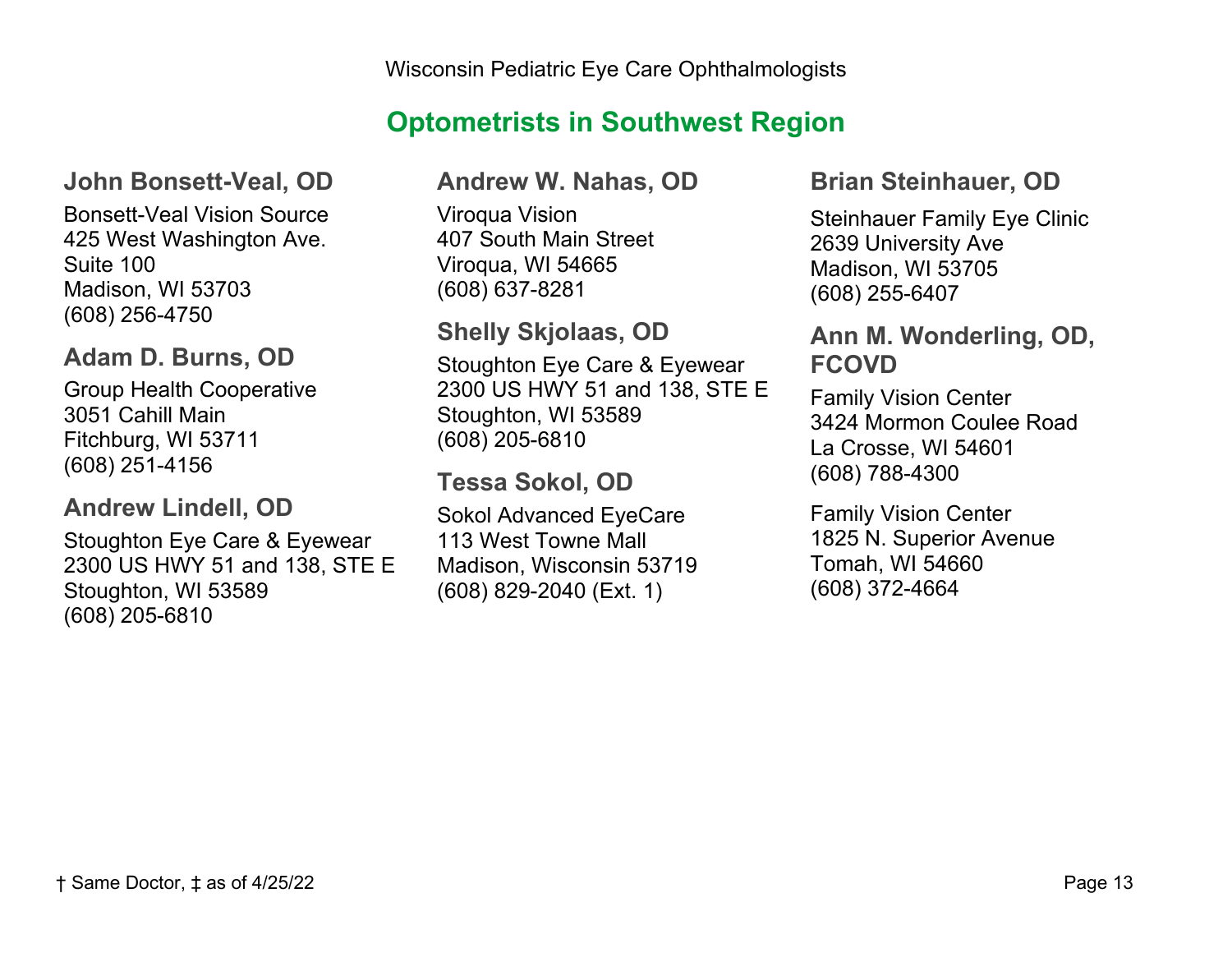## Optometrists in Southwest Region

### John Bonsett-Veal, OD

Bonsett-Veal Vision Source
425 West Washington Ave.
Suite 100
Madison, WI 53703
(608) 256-4750

### Adam D. Burns, OD

Group Health Cooperative
3051 Cahill Main
Fitchburg, WI 53711
(608) 251-4156

### Andrew Lindell, OD

Stoughton Eye Care & Eyewear
2300 US HWY 51 and 138, STE E
Stoughton, WI 53589
(608) 205-6810

### Andrew W. Nahas, OD

Viroqua Vision
407 South Main Street
Viroqua, WI 54665
(608) 637-8281

### Shelly Skjolaas, OD

Stoughton Eye Care & Eyewear
2300 US HWY 51 and 138, STE E
Stoughton, WI 53589
(608) 205-6810

### Tessa Sokol, OD

Sokol Advanced EyeCare
113 West Towne Mall
Madison, Wisconsin 53719
(608) 829-2040 (Ext. 1)

### Brian Steinhauer, OD

Steinhauer Family Eye Clinic
2639 University Ave
Madison, WI 53705
(608) 255-6407

### Ann M. Wonderling, OD, FCOVD

Family Vision Center
3424 Mormon Coulee Road
La Crosse, WI 54601
(608) 788-4300

Family Vision Center
1825 N. Superior Avenue
Tomah, WI 54660
(608) 372-4664

† Same Doctor, ‡ as of 4/25/22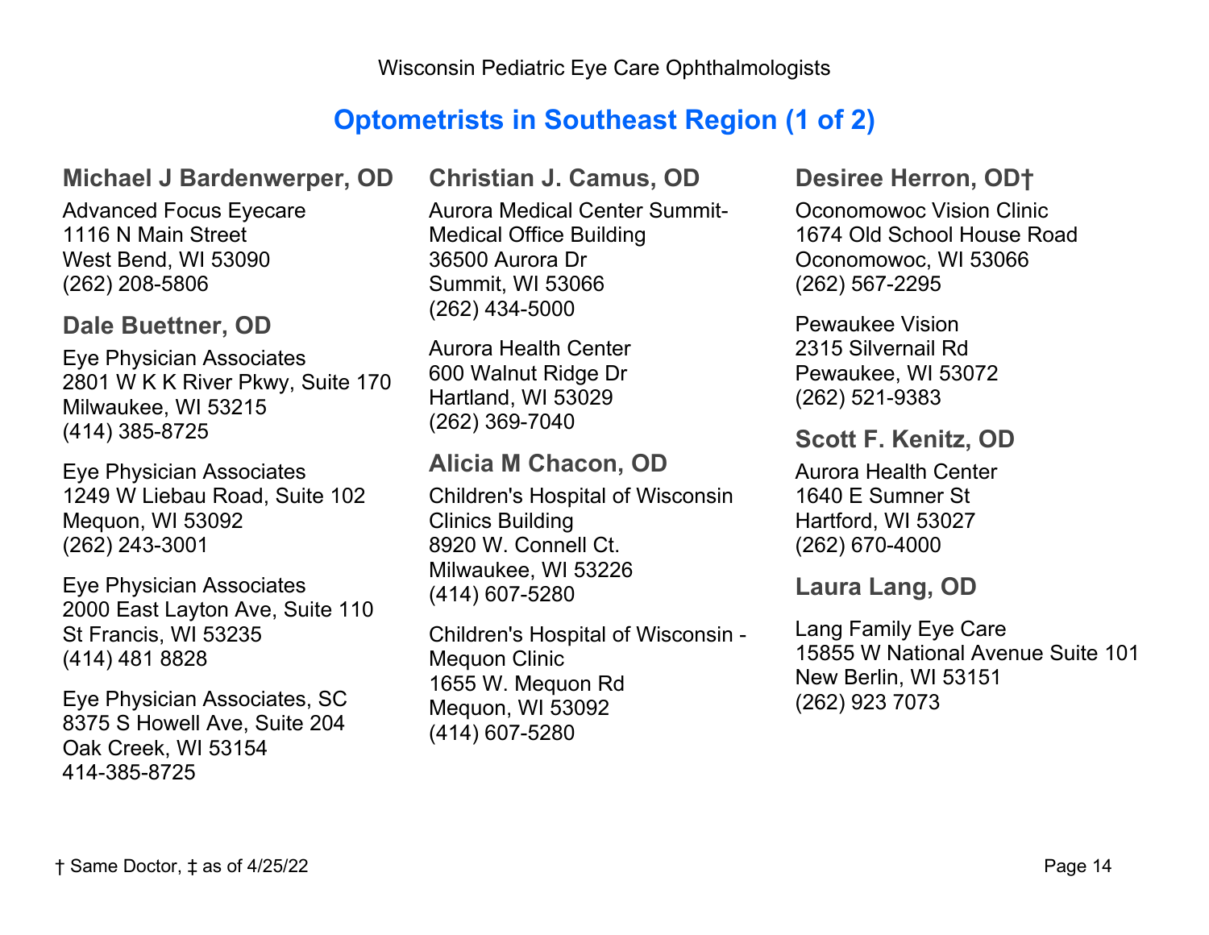## Optometrists in Southeast Region (1 of 2)

### Michael J Bardenwerper, OD

Advanced Focus Eyecare
1116 N Main Street
West Bend, WI 53090
(262) 208-5806

### Dale Buettner, OD

Eye Physician Associates
2801 W K K River Pkwy, Suite 170
Milwaukee, WI 53215
(414) 385-8725

Eye Physician Associates
1249 W Liebau Road, Suite 102
Mequon, WI 53092
(262) 243-3001

Eye Physician Associates
2000 East Layton Ave, Suite 110
St Francis, WI 53235
(414) 481 8828

Eye Physician Associates, SC
8375 S Howell Ave, Suite 204
Oak Creek, WI 53154
414-385-8725

### Christian J. Camus, OD

Aurora Medical Center Summit-Medical Office Building
36500 Aurora Dr
Summit, WI 53066
(262) 434-5000

Aurora Health Center
600 Walnut Ridge Dr
Hartland, WI 53029
(262) 369-7040

### Alicia M Chacon, OD

Children's Hospital of Wisconsin Clinics Building
8920 W. Connell Ct.
Milwaukee, WI 53226
(414) 607-5280

Children's Hospital of Wisconsin - Mequon Clinic
1655 W. Mequon Rd
Mequon, WI 53092
(414) 607-5280

### Desiree Herron, OD†

Oconomowoc Vision Clinic
1674 Old School House Road
Oconomowoc, WI 53066
(262) 567-2295

Pewaukee Vision
2315 Silvernail Rd
Pewaukee, WI 53072
(262) 521-9383

### Scott F. Kenitz, OD

Aurora Health Center
1640 E Sumner St
Hartford, WI 53027
(262) 670-4000

### Laura Lang, OD

Lang Family Eye Care
15855 W National Avenue Suite 101
New Berlin, WI 53151
(262) 923 7073

† Same Doctor, ‡ as of 4/25/22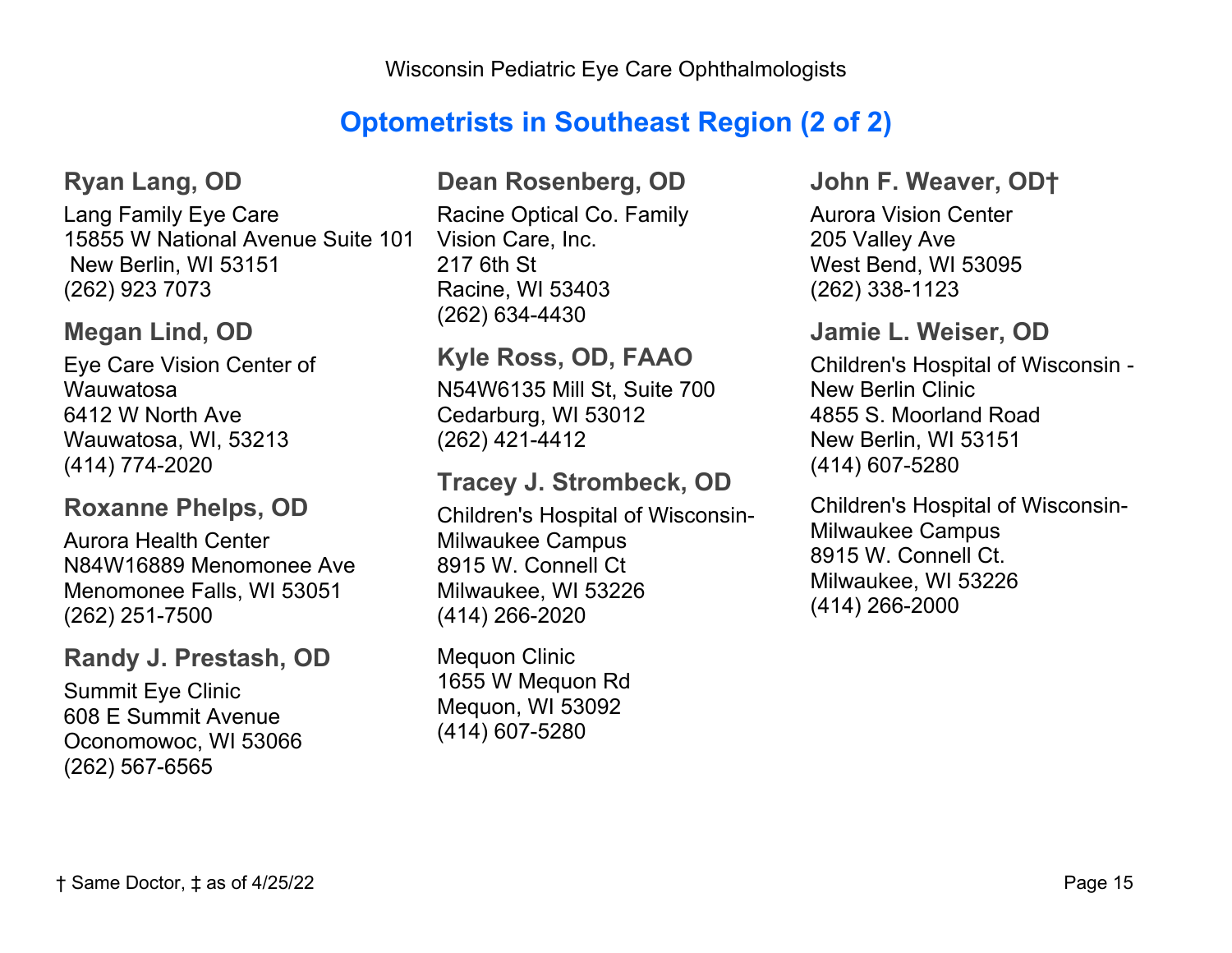Wisconsin Pediatric Eye Care Ophthalmologists

## Optometrists in Southeast Region (2 of 2)

### Ryan Lang, OD

Lang Family Eye Care
15855 W National Avenue Suite 101
New Berlin, WI 53151
(262) 923 7073

### Megan Lind, OD

Eye Care Vision Center of Wauwatosa
6412 W North Ave
Wauwatosa, WI, 53213
(414) 774-2020

### Roxanne Phelps, OD

Aurora Health Center
N84W16889 Menomonee Ave
Menomonee Falls, WI 53051
(262) 251-7500

### Randy J. Prestash, OD

Summit Eye Clinic
608 E Summit Avenue
Oconomowoc, WI 53066
(262) 567-6565

### Dean Rosenberg, OD

Racine Optical Co. Family Vision Care, Inc.
217 6th St
Racine, WI 53403
(262) 634-4430

### Kyle Ross, OD, FAAO

N54W6135 Mill St, Suite 700
Cedarburg, WI 53012
(262) 421-4412

### Tracey J. Strombeck, OD

Children's Hospital of Wisconsin-Milwaukee Campus
8915 W. Connell Ct
Milwaukee, WI 53226
(414) 266-2020

Mequon Clinic
1655 W Mequon Rd
Mequon, WI 53092
(414) 607-5280

### John F. Weaver, OD†

Aurora Vision Center
205 Valley Ave
West Bend, WI 53095
(262) 338-1123

### Jamie L. Weiser, OD

Children's Hospital of Wisconsin - New Berlin Clinic
4855 S. Moorland Road
New Berlin, WI 53151
(414) 607-5280

Children's Hospital of Wisconsin-Milwaukee Campus
8915 W. Connell Ct.
Milwaukee, WI 53226
(414) 266-2000

† Same Doctor, ‡ as of 4/25/22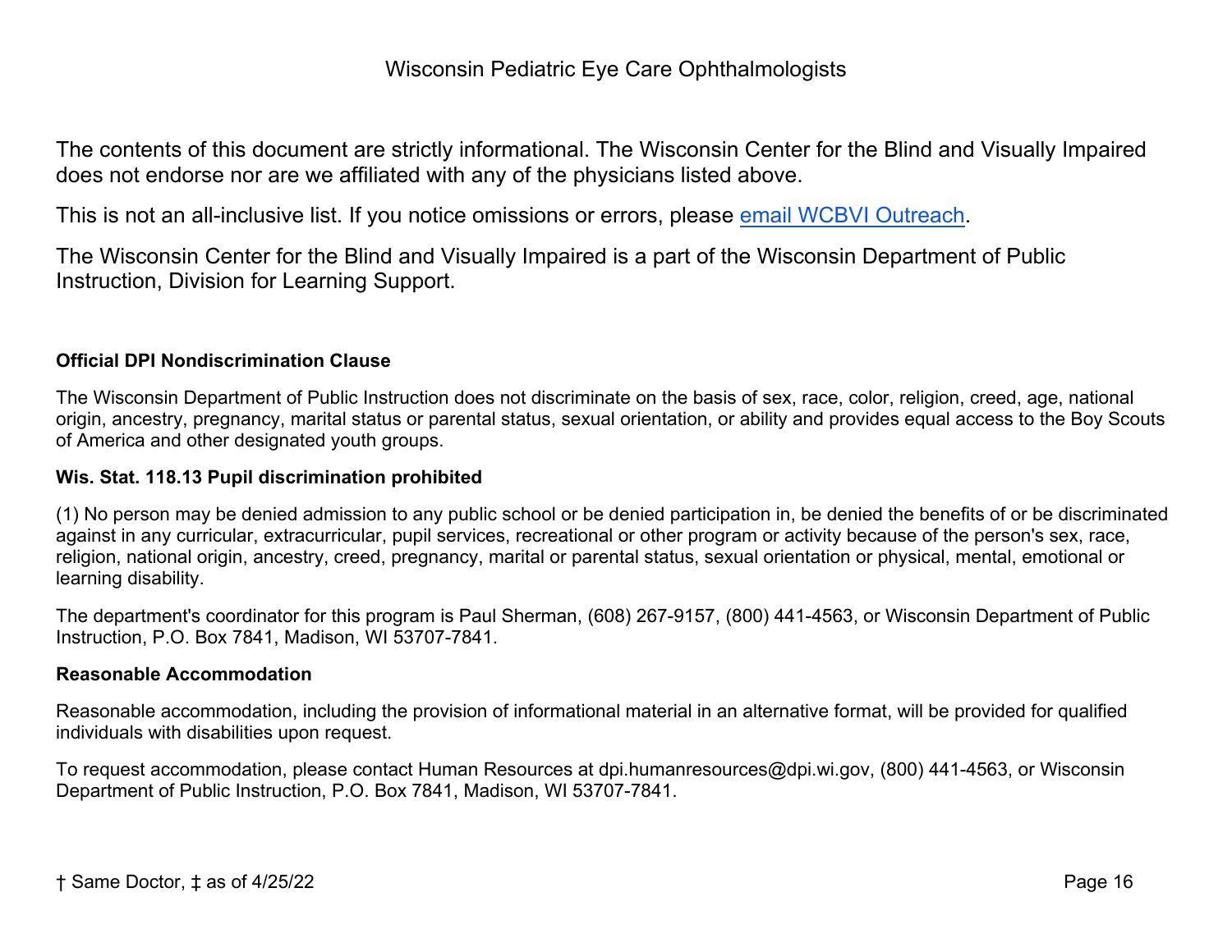The contents of this document are strictly informational. The Wisconsin Center for the Blind and Visually Impaired does not endorse nor are we affiliated with any of the physicians listed above.

This is not an all-inclusive list. If you notice omissions or errors, please email WCBVI Outreach.

The Wisconsin Center for the Blind and Visually Impaired is a part of the Wisconsin Department of Public Instruction, Division for Learning Support.

**Official DPI Nondiscrimination Clause**

The Wisconsin Department of Public Instruction does not discriminate on the basis of sex, race, color, religion, creed, age, national origin, ancestry, pregnancy, marital status or parental status, sexual orientation, or ability and provides equal access to the Boy Scouts of America and other designated youth groups.

**Wis. Stat. 118.13 Pupil discrimination prohibited**

(1) No person may be denied admission to any public school or be denied participation in, be denied the benefits of or be discriminated against in any curricular, extracurricular, pupil services, recreational or other program or activity because of the person's sex, race, religion, national origin, ancestry, creed, pregnancy, marital or parental status, sexual orientation or physical, mental, emotional or learning disability.

The department's coordinator for this program is Paul Sherman, (608) 267-9157, (800) 441-4563, or Wisconsin Department of Public Instruction, P.O. Box 7841, Madison, WI 53707-7841.

**Reasonable Accommodation**

Reasonable accommodation, including the provision of informational material in an alternative format, will be provided for qualified individuals with disabilities upon request.

To request accommodation, please contact Human Resources at dpi.humanresources@dpi.wi.gov, (800) 441-4563, or Wisconsin Department of Public Instruction, P.O. Box 7841, Madison, WI 53707-7841.

† Same Doctor, ‡ as of 4/25/22